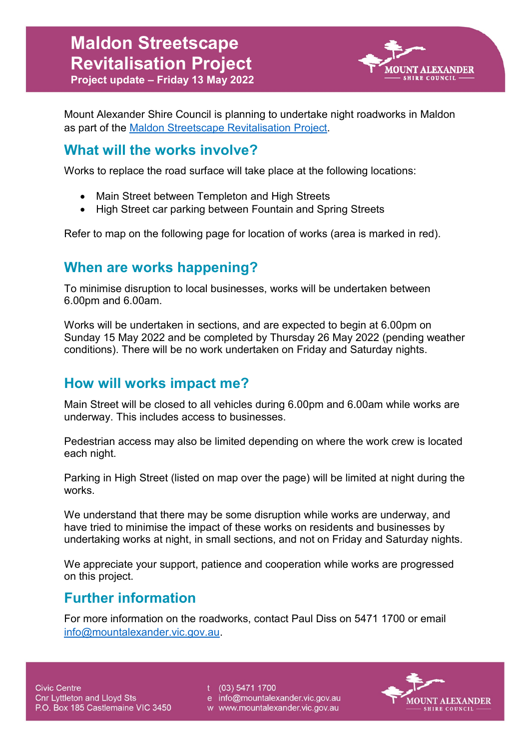# Maldon Streetscape Revitalisation Project

**Project update – Friday 13 May 2022**

Mount Alexander Shire Council is planning to undertake night roadworks in Maldon as part of the Maldon Streetscape Revitalisation Project.

## What will the works involve?

Works to replace the road surface will take place at the following locations:

- Main Street between Templeton and High Streets
- High Street car parking between Fountain and Spring Streets

Refer to map on the following page for location of works (area is marked in red).

## When are works happening?

To minimise disruption to local businesses, works will be undertaken between 6.00pm and 6.00am.

Works will be undertaken in sections, and are expected to begin at 6.00pm on Sunday 15 May 2022 and be completed by Thursday 26 May 2022 (pending weather conditions). There will be no work undertaken on Friday and Saturday nights.

## How will works impact me?

Main Street will be closed to all vehicles during 6.00pm and 6.00am while works are underway. This includes access to businesses.

Pedestrian access may also be limited depending on where the work crew is located each night.

Parking in High Street (listed on map over the page) will be limited at night during the works.

We understand that there may be some disruption while works are underway, and have tried to minimise the impact of these works on residents and businesses by undertaking works at night, in small sections, and not on Friday and Saturday nights.

We appreciate your support, patience and cooperation while works are progressed on this project.

## Further information

For more information on the roadworks, contact Paul Diss on 5471 1700 or email info@mountalexander.vic.gov.au.

Civic Centre
Cnr Lyttleton and Lloyd Sts
P.O. Box 185 Castlemaine VIC 3450

t (03) 5471 1700
e info@mountalexander.vic.gov.au
w www.mountalexander.vic.gov.au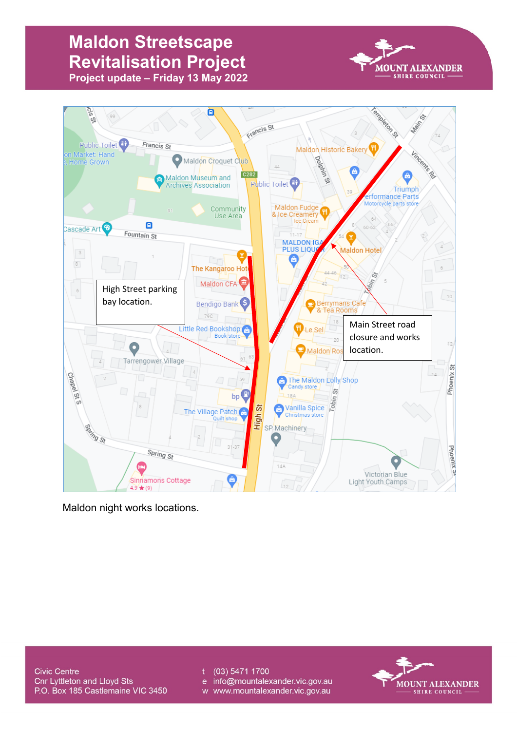High Street parking bay location.

Main Street road closure and works location.

Maldon night works locations.